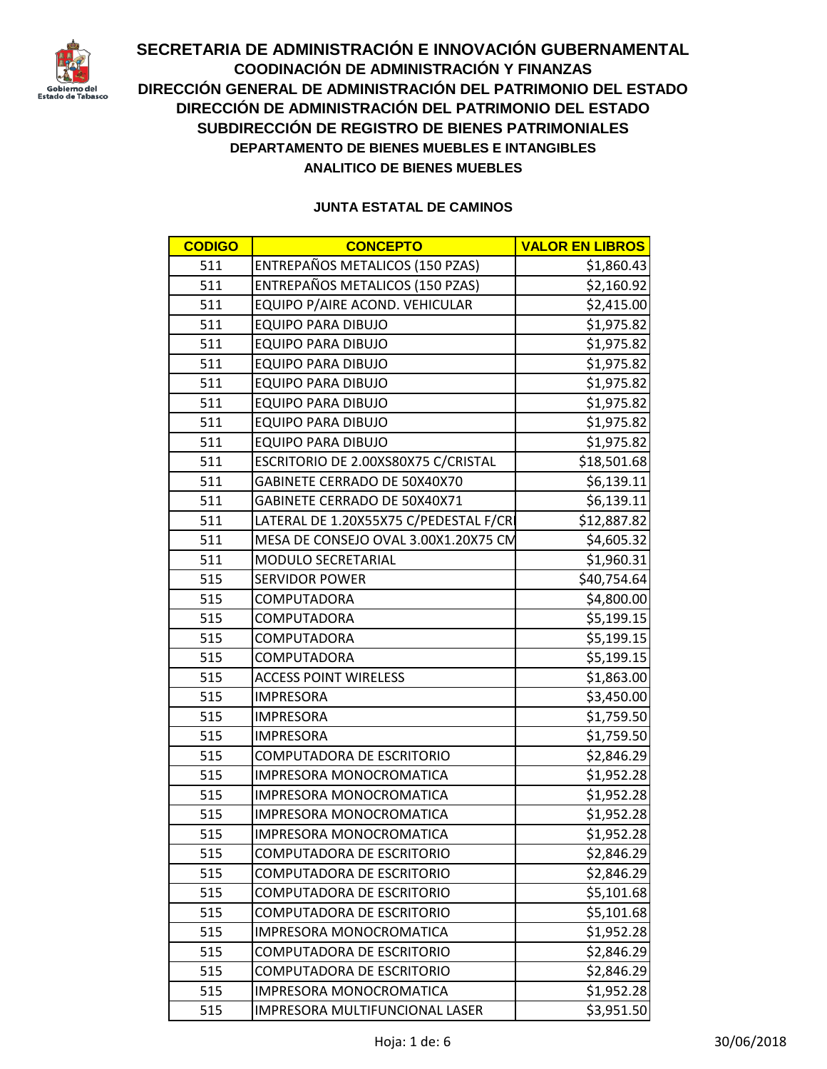# SECRETARIA DE ADMINISTRACIÓN E INNOVACIÓN GUBERNAMENTAL

## COODINACIÓN DE ADMINISTRACIÓN Y FINANZAS

## DIRECCIÓN GENERAL DE ADMINISTRACIÓN DEL PATRIMONIO DEL ESTADO

## DIRECCIÓN DE ADMINISTRACIÓN DEL PATRIMONIO DEL ESTADO

## SUBDIRECCIÓN DE REGISTRO DE BIENES PATRIMONIALES

### DEPARTAMENTO DE BIENES MUEBLES E INTANGIBLES

### ANALITICO DE BIENES MUEBLES

**JUNTA ESTATAL DE CAMINOS**

| CODIGO | CONCEPTO | VALOR EN LIBROS |
|---|---|---|
| 511 | ENTREPAÑOS METALICOS (150 PZAS) | $1,860.43 |
| 511 | ENTREPAÑOS METALICOS (150 PZAS) | $2,160.92 |
| 511 | EQUIPO P/AIRE ACOND. VEHICULAR | $2,415.00 |
| 511 | EQUIPO PARA DIBUJO | $1,975.82 |
| 511 | EQUIPO PARA DIBUJO | $1,975.82 |
| 511 | EQUIPO PARA DIBUJO | $1,975.82 |
| 511 | EQUIPO PARA DIBUJO | $1,975.82 |
| 511 | EQUIPO PARA DIBUJO | $1,975.82 |
| 511 | EQUIPO PARA DIBUJO | $1,975.82 |
| 511 | EQUIPO PARA DIBUJO | $1,975.82 |
| 511 | ESCRITORIO DE 2.00XS80X75 C/CRISTAL | $18,501.68 |
| 511 | GABINETE CERRADO DE 50X40X70 | $6,139.11 |
| 511 | GABINETE CERRADO DE 50X40X71 | $6,139.11 |
| 511 | LATERAL DE 1.20X55X75 C/PEDESTAL F/CR | $12,887.82 |
| 511 | MESA DE CONSEJO OVAL 3.00X1.20X75 CM | $4,605.32 |
| 511 | MODULO SECRETARIAL | $1,960.31 |
| 515 | SERVIDOR POWER | $40,754.64 |
| 515 | COMPUTADORA | $4,800.00 |
| 515 | COMPUTADORA | $5,199.15 |
| 515 | COMPUTADORA | $5,199.15 |
| 515 | COMPUTADORA | $5,199.15 |
| 515 | ACCESS POINT WIRELESS | $1,863.00 |
| 515 | IMPRESORA | $3,450.00 |
| 515 | IMPRESORA | $1,759.50 |
| 515 | IMPRESORA | $1,759.50 |
| 515 | COMPUTADORA DE ESCRITORIO | $2,846.29 |
| 515 | IMPRESORA MONOCROMATICA | $1,952.28 |
| 515 | IMPRESORA MONOCROMATICA | $1,952.28 |
| 515 | IMPRESORA MONOCROMATICA | $1,952.28 |
| 515 | IMPRESORA MONOCROMATICA | $1,952.28 |
| 515 | COMPUTADORA DE ESCRITORIO | $2,846.29 |
| 515 | COMPUTADORA DE ESCRITORIO | $2,846.29 |
| 515 | COMPUTADORA DE ESCRITORIO | $5,101.68 |
| 515 | COMPUTADORA DE ESCRITORIO | $5,101.68 |
| 515 | IMPRESORA MONOCROMATICA | $1,952.28 |
| 515 | COMPUTADORA DE ESCRITORIO | $2,846.29 |
| 515 | COMPUTADORA DE ESCRITORIO | $2,846.29 |
| 515 | IMPRESORA MONOCROMATICA | $1,952.28 |
| 515 | IMPRESORA MULTIFUNCIONAL LASER | $3,951.50 |

30/06/2018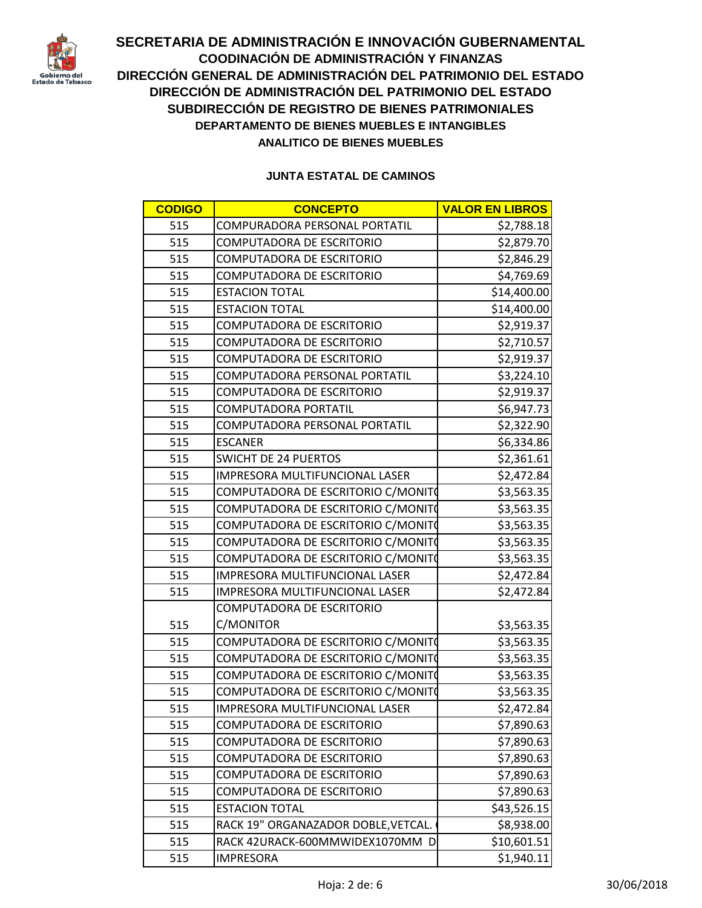# SECRETARIA DE ADMINISTRACIÓN E INNOVACIÓN GUBERNAMENTAL

## COODINACIÓN DE ADMINISTRACIÓN Y FINANZAS

## DIRECCIÓN GENERAL DE ADMINISTRACIÓN DEL PATRIMONIO DEL ESTADO

## DIRECCIÓN DE ADMINISTRACIÓN DEL PATRIMONIO DEL ESTADO

## SUBDIRECCIÓN DE REGISTRO DE BIENES PATRIMONIALES

### DEPARTAMENTO DE BIENES MUEBLES E INTANGIBLES

### ANALITICO DE BIENES MUEBLES

**JUNTA ESTATAL DE CAMINOS**

| CODIGO | CONCEPTO | VALOR EN LIBROS |
|---|---|---|
| 515 | COMPURADORA PERSONAL PORTATIL | $2,788.18 |
| 515 | COMPUTADORA DE ESCRITORIO | $2,879.70 |
| 515 | COMPUTADORA DE ESCRITORIO | $2,846.29 |
| 515 | COMPUTADORA DE ESCRITORIO | $4,769.69 |
| 515 | ESTACION TOTAL | $14,400.00 |
| 515 | ESTACION TOTAL | $14,400.00 |
| 515 | COMPUTADORA DE ESCRITORIO | $2,919.37 |
| 515 | COMPUTADORA DE ESCRITORIO | $2,710.57 |
| 515 | COMPUTADORA DE ESCRITORIO | $2,919.37 |
| 515 | COMPUTADORA PERSONAL PORTATIL | $3,224.10 |
| 515 | COMPUTADORA DE ESCRITORIO | $2,919.37 |
| 515 | COMPUTADORA PORTATIL | $6,947.73 |
| 515 | COMPUTADORA PERSONAL PORTATIL | $2,322.90 |
| 515 | ESCANER | $6,334.86 |
| 515 | SWICHT DE 24 PUERTOS | $2,361.61 |
| 515 | IMPRESORA MULTIFUNCIONAL LASER | $2,472.84 |
| 515 | COMPUTADORA DE ESCRITORIO C/MONITO | $3,563.35 |
| 515 | COMPUTADORA DE ESCRITORIO C/MONITO | $3,563.35 |
| 515 | COMPUTADORA DE ESCRITORIO C/MONITO | $3,563.35 |
| 515 | COMPUTADORA DE ESCRITORIO C/MONITO | $3,563.35 |
| 515 | COMPUTADORA DE ESCRITORIO C/MONITO | $3,563.35 |
| 515 | IMPRESORA MULTIFUNCIONAL LASER | $2,472.84 |
| 515 | IMPRESORA MULTIFUNCIONAL LASER | $2,472.84 |
| 515 | COMPUTADORA DE ESCRITORIO C/MONITOR | $3,563.35 |
| 515 | COMPUTADORA DE ESCRITORIO C/MONITO | $3,563.35 |
| 515 | COMPUTADORA DE ESCRITORIO C/MONITO | $3,563.35 |
| 515 | COMPUTADORA DE ESCRITORIO C/MONITO | $3,563.35 |
| 515 | COMPUTADORA DE ESCRITORIO C/MONITO | $3,563.35 |
| 515 | IMPRESORA MULTIFUNCIONAL LASER | $2,472.84 |
| 515 | COMPUTADORA DE ESCRITORIO | $7,890.63 |
| 515 | COMPUTADORA DE ESCRITORIO | $7,890.63 |
| 515 | COMPUTADORA DE ESCRITORIO | $7,890.63 |
| 515 | COMPUTADORA DE ESCRITORIO | $7,890.63 |
| 515 | COMPUTADORA DE ESCRITORIO | $7,890.63 |
| 515 | ESTACION TOTAL | $43,526.15 |
| 515 | RACK 19" ORGANAZADOR DOBLE,VETCAL. | $8,938.00 |
| 515 | RACK 42URACK-600MMWIDEX1070MM D | $10,601.51 |
| 515 | IMPRESORA | $1,940.11 |

30/06/2018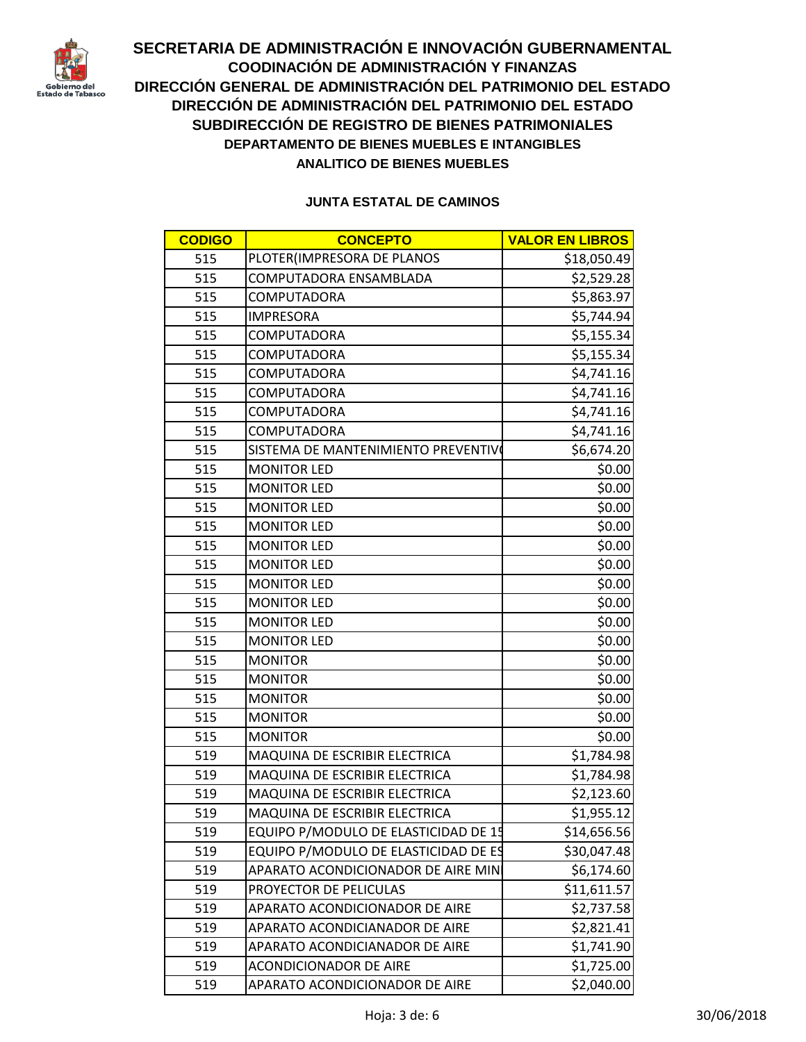# SECRETARIA DE ADMINISTRACIÓN E INNOVACIÓN GUBERNAMENTAL

## COODINACIÓN DE ADMINISTRACIÓN Y FINANZAS

## DIRECCIÓN GENERAL DE ADMINISTRACIÓN DEL PATRIMONIO DEL ESTADO

## DIRECCIÓN DE ADMINISTRACIÓN DEL PATRIMONIO DEL ESTADO

## SUBDIRECCIÓN DE REGISTRO DE BIENES PATRIMONIALES

### DEPARTAMENTO DE BIENES MUEBLES E INTANGIBLES

### ANALITICO DE BIENES MUEBLES

### JUNTA ESTATAL DE CAMINOS

| CODIGO | CONCEPTO | VALOR EN LIBROS |
|---|---|---|
| 515 | PLOTER(IMPRESORA DE PLANOS | $18,050.49 |
| 515 | COMPUTADORA ENSAMBLADA | $2,529.28 |
| 515 | COMPUTADORA | $5,863.97 |
| 515 | IMPRESORA | $5,744.94 |
| 515 | COMPUTADORA | $5,155.34 |
| 515 | COMPUTADORA | $5,155.34 |
| 515 | COMPUTADORA | $4,741.16 |
| 515 | COMPUTADORA | $4,741.16 |
| 515 | COMPUTADORA | $4,741.16 |
| 515 | COMPUTADORA | $4,741.16 |
| 515 | SISTEMA DE MANTENIMIENTO PREVENTIV | $6,674.20 |
| 515 | MONITOR LED | $0.00 |
| 515 | MONITOR LED | $0.00 |
| 515 | MONITOR LED | $0.00 |
| 515 | MONITOR LED | $0.00 |
| 515 | MONITOR LED | $0.00 |
| 515 | MONITOR LED | $0.00 |
| 515 | MONITOR LED | $0.00 |
| 515 | MONITOR LED | $0.00 |
| 515 | MONITOR LED | $0.00 |
| 515 | MONITOR LED | $0.00 |
| 515 | MONITOR | $0.00 |
| 515 | MONITOR | $0.00 |
| 515 | MONITOR | $0.00 |
| 515 | MONITOR | $0.00 |
| 515 | MONITOR | $0.00 |
| 519 | MAQUINA DE ESCRIBIR ELECTRICA | $1,784.98 |
| 519 | MAQUINA DE ESCRIBIR ELECTRICA | $1,784.98 |
| 519 | MAQUINA DE ESCRIBIR ELECTRICA | $2,123.60 |
| 519 | MAQUINA DE ESCRIBIR ELECTRICA | $1,955.12 |
| 519 | EQUIPO P/MODULO DE ELASTICIDAD DE 15 | $14,656.56 |
| 519 | EQUIPO P/MODULO DE ELASTICIDAD DE ES | $30,047.48 |
| 519 | APARATO ACONDICIONADOR DE AIRE MIN | $6,174.60 |
| 519 | PROYECTOR DE PELICULAS | $11,611.57 |
| 519 | APARATO ACONDICIONADOR DE AIRE | $2,737.58 |
| 519 | APARATO ACONDICIANADOR DE AIRE | $2,821.41 |
| 519 | APARATO ACONDICIANADOR DE AIRE | $1,741.90 |
| 519 | ACONDICIONADOR DE AIRE | $1,725.00 |
| 519 | APARATO ACONDICIONADOR DE AIRE | $2,040.00 |

30/06/2018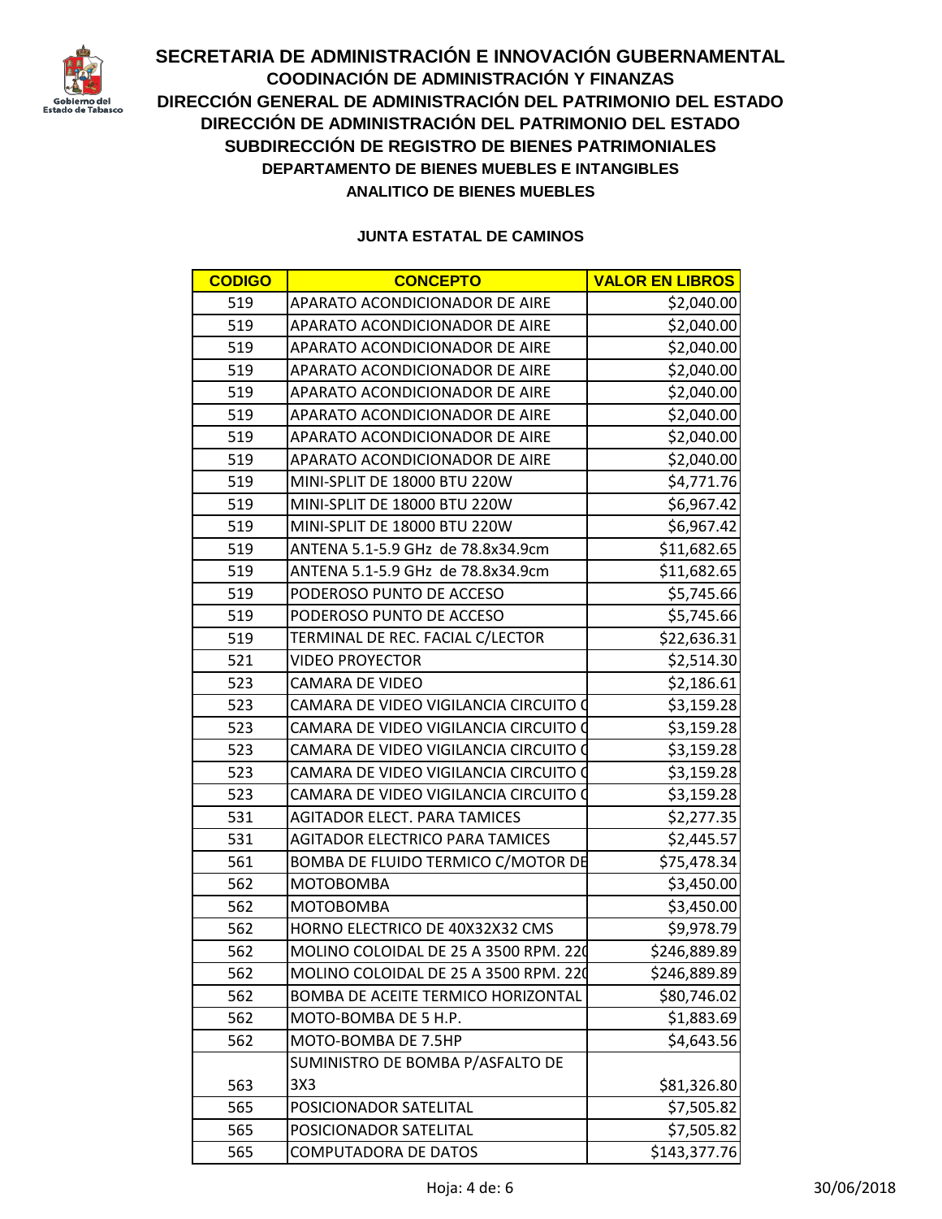# SECRETARIA DE ADMINISTRACIÓN E INNOVACIÓN GUBERNAMENTAL

## COODINACIÓN DE ADMINISTRACIÓN Y FINANZAS

## DIRECCIÓN GENERAL DE ADMINISTRACIÓN DEL PATRIMONIO DEL ESTADO

## DIRECCIÓN DE ADMINISTRACIÓN DEL PATRIMONIO DEL ESTADO

## SUBDIRECCIÓN DE REGISTRO DE BIENES PATRIMONIALES

### DEPARTAMENTO DE BIENES MUEBLES E INTANGIBLES

### ANALITICO DE BIENES MUEBLES

**JUNTA ESTATAL DE CAMINOS**

| CODIGO | CONCEPTO | VALOR EN LIBROS |
|---|---|---|
| 519 | APARATO ACONDICIONADOR DE AIRE | $2,040.00 |
| 519 | APARATO ACONDICIONADOR DE AIRE | $2,040.00 |
| 519 | APARATO ACONDICIONADOR DE AIRE | $2,040.00 |
| 519 | APARATO ACONDICIONADOR DE AIRE | $2,040.00 |
| 519 | APARATO ACONDICIONADOR DE AIRE | $2,040.00 |
| 519 | APARATO ACONDICIONADOR DE AIRE | $2,040.00 |
| 519 | APARATO ACONDICIONADOR DE AIRE | $2,040.00 |
| 519 | APARATO ACONDICIONADOR DE AIRE | $2,040.00 |
| 519 | MINI-SPLIT DE 18000 BTU 220W | $4,771.76 |
| 519 | MINI-SPLIT DE 18000 BTU 220W | $6,967.42 |
| 519 | MINI-SPLIT DE 18000 BTU 220W | $6,967.42 |
| 519 | ANTENA 5.1-5.9 GHz de 78.8x34.9cm | $11,682.65 |
| 519 | ANTENA 5.1-5.9 GHz de 78.8x34.9cm | $11,682.65 |
| 519 | PODEROSO PUNTO DE ACCESO | $5,745.66 |
| 519 | PODEROSO PUNTO DE ACCESO | $5,745.66 |
| 519 | TERMINAL DE REC. FACIAL C/LECTOR | $22,636.31 |
| 521 | VIDEO PROYECTOR | $2,514.30 |
| 523 | CAMARA DE VIDEO | $2,186.61 |
| 523 | CAMARA DE VIDEO VIGILANCIA CIRCUITO C | $3,159.28 |
| 523 | CAMARA DE VIDEO VIGILANCIA CIRCUITO C | $3,159.28 |
| 523 | CAMARA DE VIDEO VIGILANCIA CIRCUITO C | $3,159.28 |
| 523 | CAMARA DE VIDEO VIGILANCIA CIRCUITO C | $3,159.28 |
| 523 | CAMARA DE VIDEO VIGILANCIA CIRCUITO C | $3,159.28 |
| 531 | AGITADOR ELECT. PARA TAMICES | $2,277.35 |
| 531 | AGITADOR ELECTRICO PARA TAMICES | $2,445.57 |
| 561 | BOMBA DE FLUIDO TERMICO C/MOTOR DE | $75,478.34 |
| 562 | MOTOBOMBA | $3,450.00 |
| 562 | MOTOBOMBA | $3,450.00 |
| 562 | HORNO ELECTRICO DE 40X32X32 CMS | $9,978.79 |
| 562 | MOLINO COLOIDAL DE 25 A 3500 RPM. 220 | $246,889.89 |
| 562 | MOLINO COLOIDAL DE 25 A 3500 RPM. 220 | $246,889.89 |
| 562 | BOMBA DE ACEITE TERMICO HORIZONTAL | $80,746.02 |
| 562 | MOTO-BOMBA DE 5 H.P. | $1,883.69 |
| 562 | MOTO-BOMBA DE 7.5HP | $4,643.56 |
| 563 | SUMINISTRO DE BOMBA P/ASFALTO DE 3X3 | $81,326.80 |
| 565 | POSICIONADOR SATELITAL | $7,505.82 |
| 565 | POSICIONADOR SATELITAL | $7,505.82 |
| 565 | COMPUTADORA DE DATOS | $143,377.76 |

30/06/2018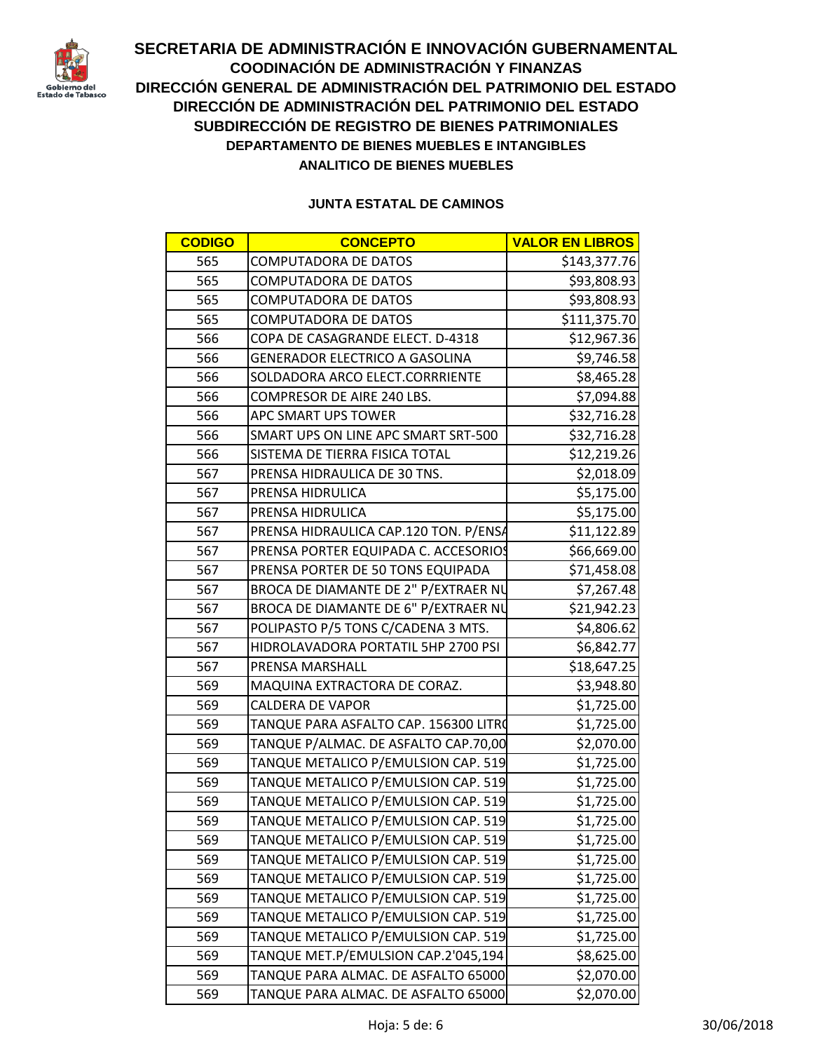# SECRETARIA DE ADMINISTRACIÓN E INNOVACIÓN GUBERNAMENTAL

## COODINACIÓN DE ADMINISTRACIÓN Y FINANZAS

## DIRECCIÓN GENERAL DE ADMINISTRACIÓN DEL PATRIMONIO DEL ESTADO

## DIRECCIÓN DE ADMINISTRACIÓN DEL PATRIMONIO DEL ESTADO

## SUBDIRECCIÓN DE REGISTRO DE BIENES PATRIMONIALES

### DEPARTAMENTO DE BIENES MUEBLES E INTANGIBLES

### ANALITICO DE BIENES MUEBLES

**JUNTA ESTATAL DE CAMINOS**

| CODIGO | CONCEPTO | VALOR EN LIBROS |
|---|---|---|
| 565 | COMPUTADORA DE DATOS | $143,377.76 |
| 565 | COMPUTADORA DE DATOS | $93,808.93 |
| 565 | COMPUTADORA DE DATOS | $93,808.93 |
| 565 | COMPUTADORA DE DATOS | $111,375.70 |
| 566 | COPA DE CASAGRANDE ELECT. D-4318 | $12,967.36 |
| 566 | GENERADOR ELECTRICO A GASOLINA | $9,746.58 |
| 566 | SOLDADORA ARCO ELECT.CORRRIENTE | $8,465.28 |
| 566 | COMPRESOR DE AIRE 240 LBS. | $7,094.88 |
| 566 | APC SMART UPS TOWER | $32,716.28 |
| 566 | SMART UPS ON LINE APC SMART SRT-500 | $32,716.28 |
| 566 | SISTEMA DE TIERRA FISICA TOTAL | $12,219.26 |
| 567 | PRENSA HIDRAULICA DE 30 TNS. | $2,018.09 |
| 567 | PRENSA HIDRULICA | $5,175.00 |
| 567 | PRENSA HIDRULICA | $5,175.00 |
| 567 | PRENSA HIDRAULICA CAP.120 TON. P/ENSA | $11,122.89 |
| 567 | PRENSA PORTER EQUIPADA C. ACCESORIOS | $66,669.00 |
| 567 | PRENSA PORTER DE 50 TONS EQUIPADA | $71,458.08 |
| 567 | BROCA DE DIAMANTE DE 2" P/EXTRAER NU | $7,267.48 |
| 567 | BROCA DE DIAMANTE DE 6" P/EXTRAER NU | $21,942.23 |
| 567 | POLIPASTO P/5 TONS C/CADENA 3 MTS. | $4,806.62 |
| 567 | HIDROLAVADORA PORTATIL 5HP 2700 PSI | $6,842.77 |
| 567 | PRENSA MARSHALL | $18,647.25 |
| 569 | MAQUINA EXTRACTORA DE CORAZ. | $3,948.80 |
| 569 | CALDERA DE VAPOR | $1,725.00 |
| 569 | TANQUE PARA ASFALTO CAP. 156300 LITRO | $1,725.00 |
| 569 | TANQUE P/ALMAC. DE ASFALTO CAP.70,00 | $2,070.00 |
| 569 | TANQUE METALICO P/EMULSION CAP. 519 | $1,725.00 |
| 569 | TANQUE METALICO P/EMULSION CAP. 519 | $1,725.00 |
| 569 | TANQUE METALICO P/EMULSION CAP. 519 | $1,725.00 |
| 569 | TANQUE METALICO P/EMULSION CAP. 519 | $1,725.00 |
| 569 | TANQUE METALICO P/EMULSION CAP. 519 | $1,725.00 |
| 569 | TANQUE METALICO P/EMULSION CAP. 519 | $1,725.00 |
| 569 | TANQUE METALICO P/EMULSION CAP. 519 | $1,725.00 |
| 569 | TANQUE METALICO P/EMULSION CAP. 519 | $1,725.00 |
| 569 | TANQUE METALICO P/EMULSION CAP. 519 | $1,725.00 |
| 569 | TANQUE METALICO P/EMULSION CAP. 519 | $1,725.00 |
| 569 | TANQUE MET.P/EMULSION CAP.2'045,194 | $8,625.00 |
| 569 | TANQUE PARA ALMAC. DE ASFALTO 65000 | $2,070.00 |
| 569 | TANQUE PARA ALMAC. DE ASFALTO 65000 | $2,070.00 |

30/06/2018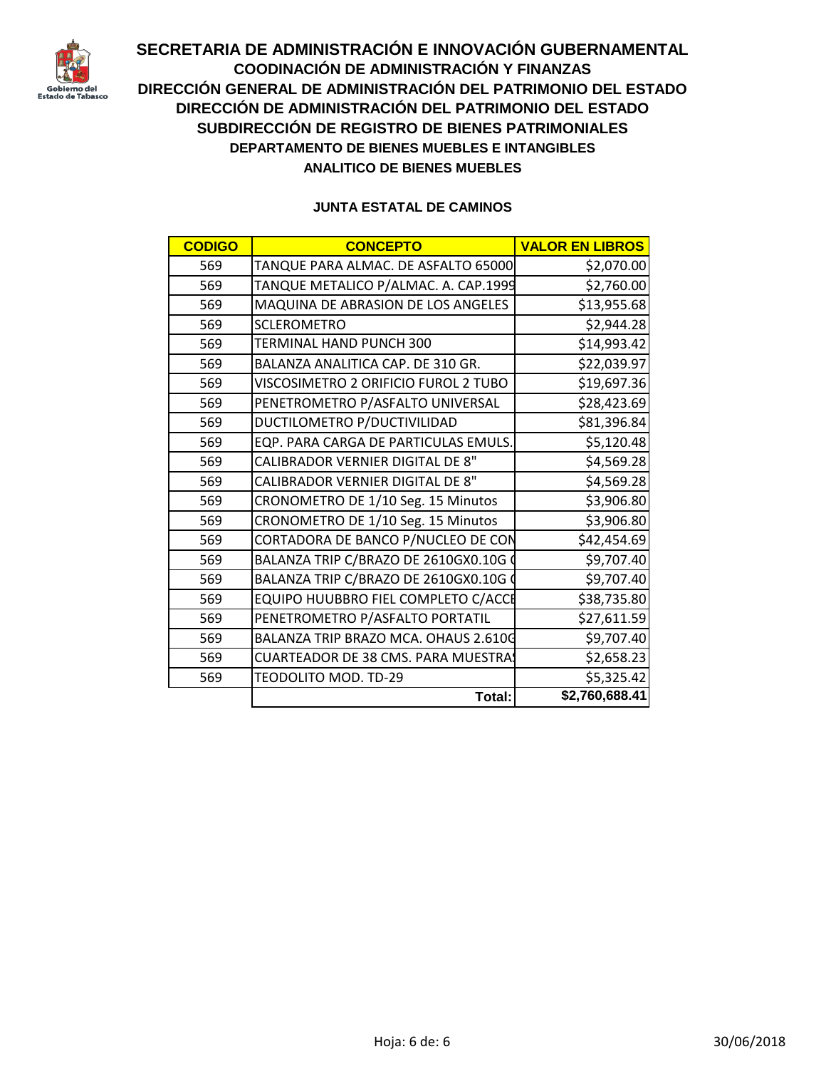# SECRETARIA DE ADMINISTRACIÓN E INNOVACIÓN GUBERNAMENTAL

## COODINACIÓN DE ADMINISTRACIÓN Y FINANZAS

## DIRECCIÓN GENERAL DE ADMINISTRACIÓN DEL PATRIMONIO DEL ESTADO

## DIRECCIÓN DE ADMINISTRACIÓN DEL PATRIMONIO DEL ESTADO

## SUBDIRECCIÓN DE REGISTRO DE BIENES PATRIMONIALES

### DEPARTAMENTO DE BIENES MUEBLES E INTANGIBLES

### ANALITICO DE BIENES MUEBLES

**JUNTA ESTATAL DE CAMINOS**

| CODIGO | CONCEPTO | VALOR EN LIBROS |
|---|---|---|
| 569 | TANQUE PARA ALMAC. DE ASFALTO 65000 | $2,070.00 |
| 569 | TANQUE METALICO P/ALMAC. A. CAP.1999 | $2,760.00 |
| 569 | MAQUINA DE ABRASION DE LOS ANGELES | $13,955.68 |
| 569 | SCLEROMETRO | $2,944.28 |
| 569 | TERMINAL HAND PUNCH 300 | $14,993.42 |
| 569 | BALANZA ANALITICA CAP. DE 310 GR. | $22,039.97 |
| 569 | VISCOSIMETRO 2 ORIFICIO FUROL 2 TUBO | $19,697.36 |
| 569 | PENETROMETRO P/ASFALTO UNIVERSAL | $28,423.69 |
| 569 | DUCTILOMETRO P/DUCTIVILIDAD | $81,396.84 |
| 569 | EQP. PARA CARGA DE PARTICULAS EMULS. | $5,120.48 |
| 569 | CALIBRADOR VERNIER DIGITAL DE 8" | $4,569.28 |
| 569 | CALIBRADOR VERNIER DIGITAL DE 8" | $4,569.28 |
| 569 | CRONOMETRO DE 1/10 Seg. 15 Minutos | $3,906.80 |
| 569 | CRONOMETRO DE 1/10 Seg. 15 Minutos | $3,906.80 |
| 569 | CORTADORA DE BANCO P/NUCLEO DE CON | $42,454.69 |
| 569 | BALANZA TRIP C/BRAZO DE 2610GX0.10G C | $9,707.40 |
| 569 | BALANZA TRIP C/BRAZO DE 2610GX0.10G C | $9,707.40 |
| 569 | EQUIPO HUUBBRO FIEL COMPLETO C/ACCE | $38,735.80 |
| 569 | PENETROMETRO P/ASFALTO PORTATIL | $27,611.59 |
| 569 | BALANZA TRIP BRAZO MCA. OHAUS 2.610G | $9,707.40 |
| 569 | CUARTEADOR DE 38 CMS. PARA MUESTRAS | $2,658.23 |
| 569 | TEODOLITO MOD. TD-29 | $5,325.42 |
| | **Total:** | **$2,760,688.41** |

30/06/2018